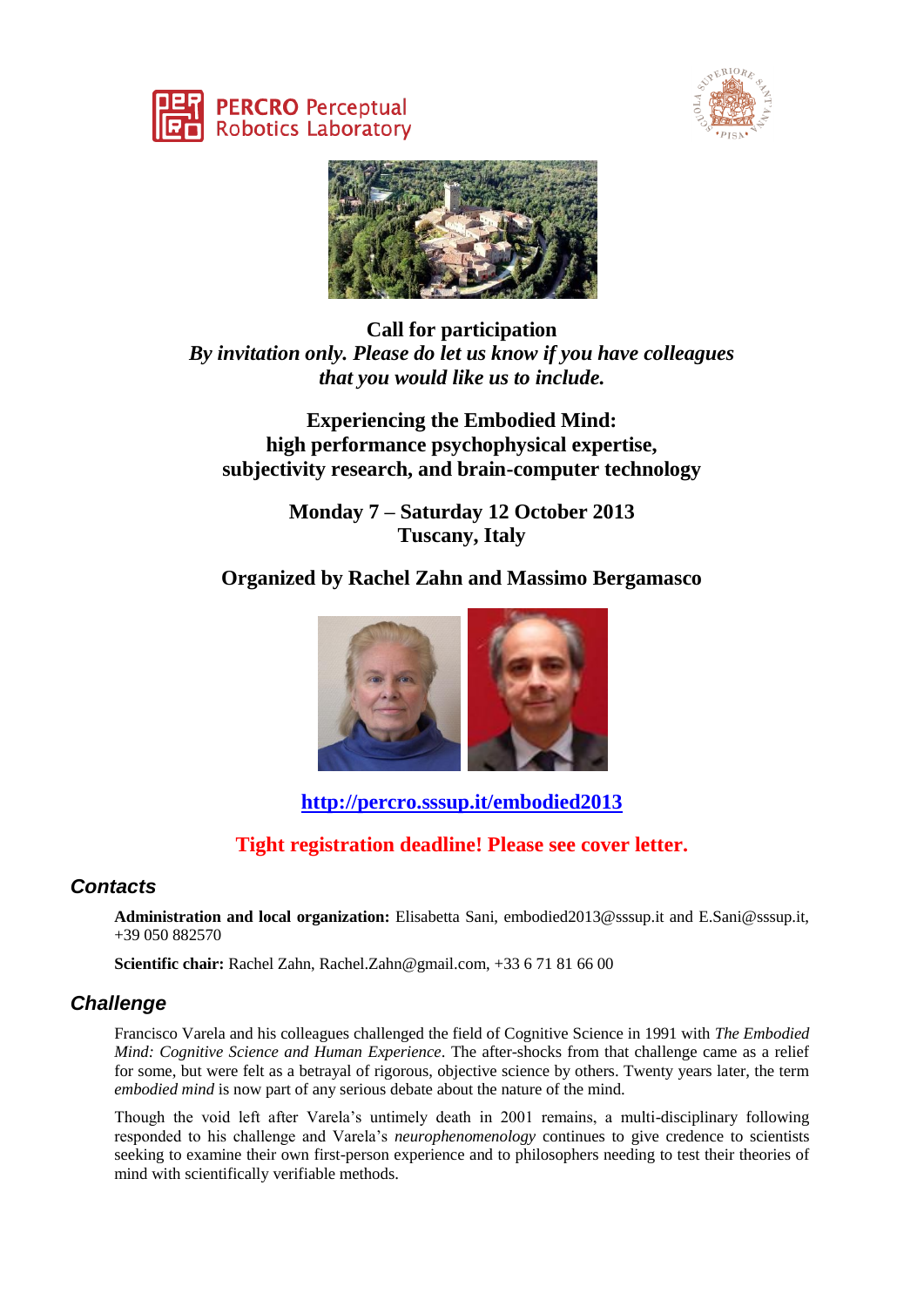PERCRO Perceptual Robotics Laboratory

**Call for participation**

***By invitation only. Please do let us know if you have colleagues that you would like us to include.***

# Experiencing the Embodied Mind: high performance psychophysical expertise, subjectivity research, and brain-computer technology

**Monday 7 – Saturday 12 October 2013**
**Tuscany, Italy**

**Organized by Rachel Zahn and Massimo Bergamasco**

**http://percro.sssup.it/embodied2013**

**Tight registration deadline! Please see cover letter.**

## Contacts

**Administration and local organization:** Elisabetta Sani, embodied2013@sssup.it and E.Sani@sssup.it, +39 050 882570

**Scientific chair:** Rachel Zahn, Rachel.Zahn@gmail.com, +33 6 71 81 66 00

## Challenge

Francisco Varela and his colleagues challenged the field of Cognitive Science in 1991 with *The Embodied Mind: Cognitive Science and Human Experience*. The after-shocks from that challenge came as a relief for some, but were felt as a betrayal of rigorous, objective science by others. Twenty years later, the term *embodied mind* is now part of any serious debate about the nature of the mind.

Though the void left after Varela's untimely death in 2001 remains, a multi-disciplinary following responded to his challenge and Varela's *neurophenomenology* continues to give credence to scientists seeking to examine their own first-person experience and to philosophers needing to test their theories of mind with scientifically verifiable methods.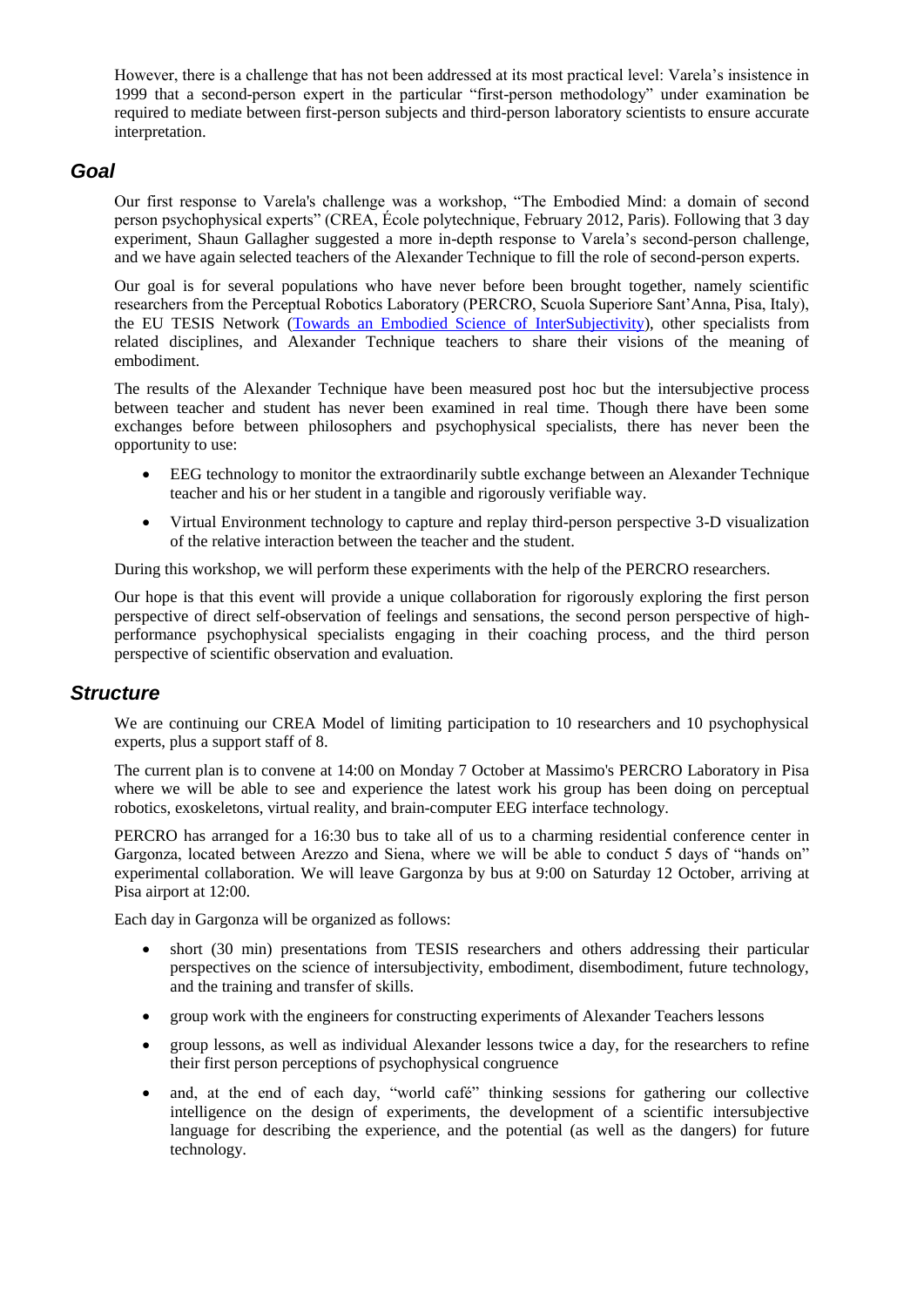However, there is a challenge that has not been addressed at its most practical level: Varela's insistence in 1999 that a second-person expert in the particular "first-person methodology" under examination be required to mediate between first-person subjects and third-person laboratory scientists to ensure accurate interpretation.

## *Goal*

Our first response to Varela's challenge was a workshop, "The Embodied Mind: a domain of second person psychophysical experts" (CREA, École polytechnique, February 2012, Paris). Following that 3 day experiment, Shaun Gallagher suggested a more in-depth response to Varela's second-person challenge, and we have again selected teachers of the Alexander Technique to fill the role of second-person experts.

Our goal is for several populations who have never before been brought together, namely scientific researchers from the Perceptual Robotics Laboratory (PERCRO, Scuola Superiore Sant'Anna, Pisa, Italy), the EU TESIS Network (Towards an Embodied Science of InterSubjectivity), other specialists from related disciplines, and Alexander Technique teachers to share their visions of the meaning of embodiment.

The results of the Alexander Technique have been measured post hoc but the intersubjective process between teacher and student has never been examined in real time. Though there have been some exchanges before between philosophers and psychophysical specialists, there has never been the opportunity to use:

- EEG technology to monitor the extraordinarily subtle exchange between an Alexander Technique teacher and his or her student in a tangible and rigorously verifiable way.
- Virtual Environment technology to capture and replay third-person perspective 3-D visualization of the relative interaction between the teacher and the student.

During this workshop, we will perform these experiments with the help of the PERCRO researchers.

Our hope is that this event will provide a unique collaboration for rigorously exploring the first person perspective of direct self-observation of feelings and sensations, the second person perspective of high-performance psychophysical specialists engaging in their coaching process, and the third person perspective of scientific observation and evaluation.

## *Structure*

We are continuing our CREA Model of limiting participation to 10 researchers and 10 psychophysical experts, plus a support staff of 8.

The current plan is to convene at 14:00 on Monday 7 October at Massimo's PERCRO Laboratory in Pisa where we will be able to see and experience the latest work his group has been doing on perceptual robotics, exoskeletons, virtual reality, and brain-computer EEG interface technology.

PERCRO has arranged for a 16:30 bus to take all of us to a charming residential conference center in Gargonza, located between Arezzo and Siena, where we will be able to conduct 5 days of "hands on" experimental collaboration. We will leave Gargonza by bus at 9:00 on Saturday 12 October, arriving at Pisa airport at 12:00.

Each day in Gargonza will be organized as follows:

- short (30 min) presentations from TESIS researchers and others addressing their particular perspectives on the science of intersubjectivity, embodiment, disembodiment, future technology, and the training and transfer of skills.
- group work with the engineers for constructing experiments of Alexander Teachers lessons
- group lessons, as well as individual Alexander lessons twice a day, for the researchers to refine their first person perceptions of psychophysical congruence
- and, at the end of each day, "world café" thinking sessions for gathering our collective intelligence on the design of experiments, the development of a scientific intersubjective language for describing the experience, and the potential (as well as the dangers) for future technology.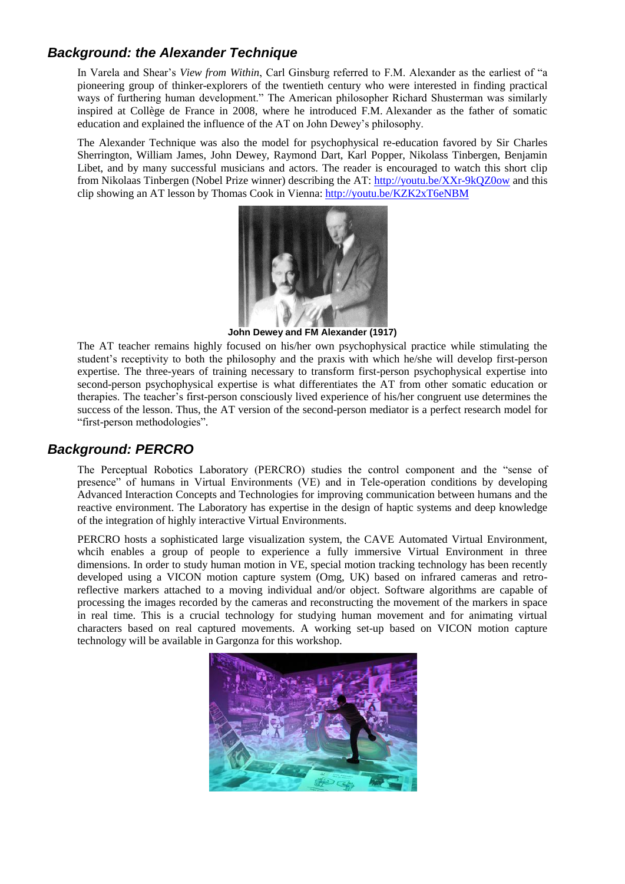## *Background: the Alexander Technique*

In Varela and Shear's *View from Within*, Carl Ginsburg referred to F.M. Alexander as the earliest of "a pioneering group of thinker-explorers of the twentieth century who were interested in finding practical ways of furthering human development." The American philosopher Richard Shusterman was similarly inspired at Collège de France in 2008, where he introduced F.M. Alexander as the father of somatic education and explained the influence of the AT on John Dewey's philosophy.

The Alexander Technique was also the model for psychophysical re-education favored by Sir Charles Sherrington, William James, John Dewey, Raymond Dart, Karl Popper, Nikolass Tinbergen, Benjamin Libet, and by many successful musicians and actors. The reader is encouraged to watch this short clip from Nikolaas Tinbergen (Nobel Prize winner) describing the AT: http://youtu.be/XXr-9kQZ0ow and this clip showing an AT lesson by Thomas Cook in Vienna: http://youtu.be/KZK2xT6eNBM

**John Dewey and FM Alexander (1917)**

The AT teacher remains highly focused on his/her own psychophysical practice while stimulating the student's receptivity to both the philosophy and the praxis with which he/she will develop first-person expertise. The three-years of training necessary to transform first-person psychophysical expertise into second-person psychophysical expertise is what differentiates the AT from other somatic education or therapies. The teacher's first-person consciously lived experience of his/her congruent use determines the success of the lesson. Thus, the AT version of the second-person mediator is a perfect research model for "first-person methodologies".

## *Background: PERCRO*

The Perceptual Robotics Laboratory (PERCRO) studies the control component and the "sense of presence" of humans in Virtual Environments (VE) and in Tele-operation conditions by developing Advanced Interaction Concepts and Technologies for improving communication between humans and the reactive environment. The Laboratory has expertise in the design of haptic systems and deep knowledge of the integration of highly interactive Virtual Environments.

PERCRO hosts a sophisticated large visualization system, the CAVE Automated Virtual Environment, whcih enables a group of people to experience a fully immersive Virtual Environment in three dimensions. In order to study human motion in VE, special motion tracking technology has been recently developed using a VICON motion capture system (Omg, UK) based on infrared cameras and retro-reflective markers attached to a moving individual and/or object. Software algorithms are capable of processing the images recorded by the cameras and reconstructing the movement of the markers in space in real time. This is a crucial technology for studying human movement and for animating virtual characters based on real captured movements. A working set-up based on VICON motion capture technology will be available in Gargonza for this workshop.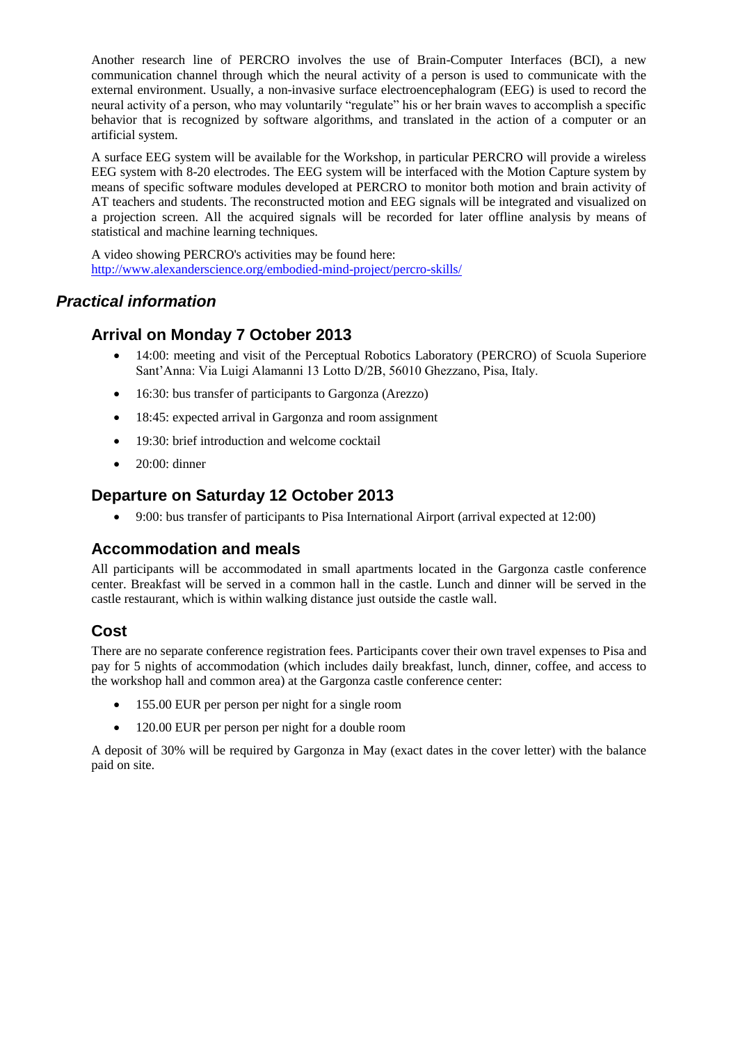Another research line of PERCRO involves the use of Brain-Computer Interfaces (BCI), a new communication channel through which the neural activity of a person is used to communicate with the external environment. Usually, a non-invasive surface electroencephalogram (EEG) is used to record the neural activity of a person, who may voluntarily "regulate" his or her brain waves to accomplish a specific behavior that is recognized by software algorithms, and translated in the action of a computer or an artificial system.

A surface EEG system will be available for the Workshop, in particular PERCRO will provide a wireless EEG system with 8-20 electrodes. The EEG system will be interfaced with the Motion Capture system by means of specific software modules developed at PERCRO to monitor both motion and brain activity of AT teachers and students. The reconstructed motion and EEG signals will be integrated and visualized on a projection screen. All the acquired signals will be recorded for later offline analysis by means of statistical and machine learning techniques.

A video showing PERCRO's activities may be found here:
http://www.alexanderscience.org/embodied-mind-project/percro-skills/

## *Practical information*

### Arrival on Monday 7 October 2013

- 14:00: meeting and visit of the Perceptual Robotics Laboratory (PERCRO) of Scuola Superiore Sant'Anna: Via Luigi Alamanni 13 Lotto D/2B, 56010 Ghezzano, Pisa, Italy.
- 16:30: bus transfer of participants to Gargonza (Arezzo)
- 18:45: expected arrival in Gargonza and room assignment
- 19:30: brief introduction and welcome cocktail
- 20:00: dinner

### Departure on Saturday 12 October 2013

- 9:00: bus transfer of participants to Pisa International Airport (arrival expected at 12:00)

### Accommodation and meals

All participants will be accommodated in small apartments located in the Gargonza castle conference center. Breakfast will be served in a common hall in the castle. Lunch and dinner will be served in the castle restaurant, which is within walking distance just outside the castle wall.

### Cost

There are no separate conference registration fees. Participants cover their own travel expenses to Pisa and pay for 5 nights of accommodation (which includes daily breakfast, lunch, dinner, coffee, and access to the workshop hall and common area) at the Gargonza castle conference center:

- 155.00 EUR per person per night for a single room
- 120.00 EUR per person per night for a double room

A deposit of 30% will be required by Gargonza in May (exact dates in the cover letter) with the balance paid on site.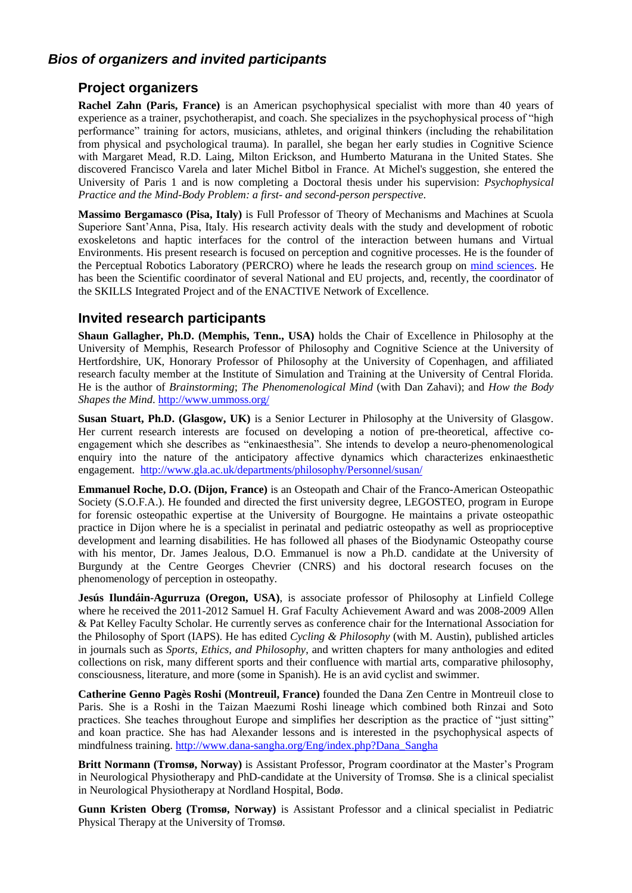## *Bios of organizers and invited participants*

### Project organizers

**Rachel Zahn (Paris, France)** is an American psychophysical specialist with more than 40 years of experience as a trainer, psychotherapist, and coach. She specializes in the psychophysical process of "high performance" training for actors, musicians, athletes, and original thinkers (including the rehabilitation from physical and psychological trauma). In parallel, she began her early studies in Cognitive Science with Margaret Mead, R.D. Laing, Milton Erickson, and Humberto Maturana in the United States. She discovered Francisco Varela and later Michel Bitbol in France. At Michel's suggestion, she entered the University of Paris 1 and is now completing a Doctoral thesis under his supervision: *Psychophysical Practice and the Mind-Body Problem: a first- and second-person perspective*.

**Massimo Bergamasco (Pisa, Italy)** is Full Professor of Theory of Mechanisms and Machines at Scuola Superiore Sant'Anna, Pisa, Italy. His research activity deals with the study and development of robotic exoskeletons and haptic interfaces for the control of the interaction between humans and Virtual Environments. His present research is focused on perception and cognitive processes. He is the founder of the Perceptual Robotics Laboratory (PERCRO) where he leads the research group on mind sciences. He has been the Scientific coordinator of several National and EU projects, and, recently, the coordinator of the SKILLS Integrated Project and of the ENACTIVE Network of Excellence.

### Invited research participants

**Shaun Gallagher, Ph.D. (Memphis, Tenn., USA)** holds the Chair of Excellence in Philosophy at the University of Memphis, Research Professor of Philosophy and Cognitive Science at the University of Hertfordshire, UK, Honorary Professor of Philosophy at the University of Copenhagen, and affiliated research faculty member at the Institute of Simulation and Training at the University of Central Florida. He is the author of *Brainstorming*; *The Phenomenological Mind* (with Dan Zahavi); and *How the Body Shapes the Mind.* http://www.ummoss.org/

**Susan Stuart, Ph.D. (Glasgow, UK)** is a Senior Lecturer in Philosophy at the University of Glasgow. Her current research interests are focused on developing a notion of pre-theoretical, affective co-engagement which she describes as "enkinaesthesia". She intends to develop a neuro-phenomenological enquiry into the nature of the anticipatory affective dynamics which characterizes enkinaesthetic engagement. http://www.gla.ac.uk/departments/philosophy/Personnel/susan/

**Emmanuel Roche, D.O. (Dijon, France)** is an Osteopath and Chair of the Franco-American Osteopathic Society (S.O.F.A.). He founded and directed the first university degree, LEGOSTEO, program in Europe for forensic osteopathic expertise at the University of Bourgogne. He maintains a private osteopathic practice in Dijon where he is a specialist in perinatal and pediatric osteopathy as well as proprioceptive development and learning disabilities. He has followed all phases of the Biodynamic Osteopathy course with his mentor, Dr. James Jealous, D.O. Emmanuel is now a Ph.D. candidate at the University of Burgundy at the Centre Georges Chevrier (CNRS) and his doctoral research focuses on the phenomenology of perception in osteopathy.

**Jesús Ilundáin-Agurruza (Oregon, USA)**, is associate professor of Philosophy at Linfield College where he received the 2011-2012 Samuel H. Graf Faculty Achievement Award and was 2008-2009 Allen & Pat Kelley Faculty Scholar. He currently serves as conference chair for the International Association for the Philosophy of Sport (IAPS). He has edited *Cycling & Philosophy* (with M. Austin), published articles in journals such as *Sports, Ethics, and Philosophy*, and written chapters for many anthologies and edited collections on risk, many different sports and their confluence with martial arts, comparative philosophy, consciousness, literature, and more (some in Spanish). He is an avid cyclist and swimmer.

**Catherine Genno Pagès Roshi (Montreuil, France)** founded the Dana Zen Centre in Montreuil close to Paris. She is a Roshi in the Taizan Maezumi Roshi lineage which combined both Rinzai and Soto practices. She teaches throughout Europe and simplifies her description as the practice of "just sitting" and koan practice. She has had Alexander lessons and is interested in the psychophysical aspects of mindfulness training. http://www.dana-sangha.org/Eng/index.php?Dana_Sangha

**Britt Normann (Tromsø, Norway)** is Assistant Professor, Program coordinator at the Master's Program in Neurological Physiotherapy and PhD-candidate at the University of Tromsø. She is a clinical specialist in Neurological Physiotherapy at Nordland Hospital, Bodø.

**Gunn Kristen Oberg (Tromsø, Norway)** is Assistant Professor and a clinical specialist in Pediatric Physical Therapy at the University of Tromsø.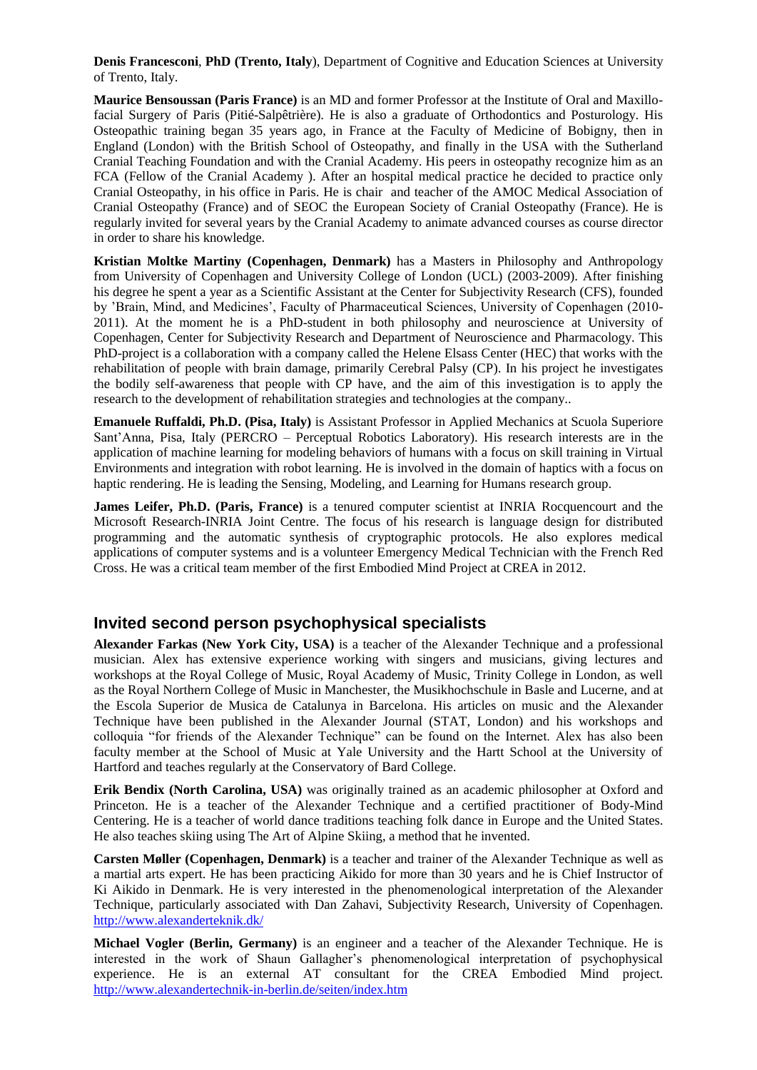**Denis Francesconi**, **PhD (Trento, Italy**), Department of Cognitive and Education Sciences at University of Trento, Italy.

**Maurice Bensoussan (Paris France)** is an MD and former Professor at the Institute of Oral and Maxillo-facial Surgery of Paris (Pitié-Salpêtrière). He is also a graduate of Orthodontics and Posturology. His Osteopathic training began 35 years ago, in France at the Faculty of Medicine of Bobigny, then in England (London) with the British School of Osteopathy, and finally in the USA with the Sutherland Cranial Teaching Foundation and with the Cranial Academy. His peers in osteopathy recognize him as an FCA (Fellow of the Cranial Academy ). After an hospital medical practice he decided to practice only Cranial Osteopathy, in his office in Paris. He is chair and teacher of the AMOC Medical Association of Cranial Osteopathy (France) and of SEOC the European Society of Cranial Osteopathy (France). He is regularly invited for several years by the Cranial Academy to animate advanced courses as course director in order to share his knowledge.

**Kristian Moltke Martiny (Copenhagen, Denmark)** has a Masters in Philosophy and Anthropology from University of Copenhagen and University College of London (UCL) (2003-2009). After finishing his degree he spent a year as a Scientific Assistant at the Center for Subjectivity Research (CFS), founded by 'Brain, Mind, and Medicines', Faculty of Pharmaceutical Sciences, University of Copenhagen (2010-2011). At the moment he is a PhD-student in both philosophy and neuroscience at University of Copenhagen, Center for Subjectivity Research and Department of Neuroscience and Pharmacology. This PhD-project is a collaboration with a company called the Helene Elsass Center (HEC) that works with the rehabilitation of people with brain damage, primarily Cerebral Palsy (CP). In his project he investigates the bodily self-awareness that people with CP have, and the aim of this investigation is to apply the research to the development of rehabilitation strategies and technologies at the company..

**Emanuele Ruffaldi, Ph.D. (Pisa, Italy)** is Assistant Professor in Applied Mechanics at Scuola Superiore Sant'Anna, Pisa, Italy (PERCRO – Perceptual Robotics Laboratory). His research interests are in the application of machine learning for modeling behaviors of humans with a focus on skill training in Virtual Environments and integration with robot learning. He is involved in the domain of haptics with a focus on haptic rendering. He is leading the Sensing, Modeling, and Learning for Humans research group.

**James Leifer, Ph.D. (Paris, France)** is a tenured computer scientist at INRIA Rocquencourt and the Microsoft Research-INRIA Joint Centre. The focus of his research is language design for distributed programming and the automatic synthesis of cryptographic protocols. He also explores medical applications of computer systems and is a volunteer Emergency Medical Technician with the French Red Cross. He was a critical team member of the first Embodied Mind Project at CREA in 2012.

## Invited second person psychophysical specialists

**Alexander Farkas (New York City, USA)** is a teacher of the Alexander Technique and a professional musician. Alex has extensive experience working with singers and musicians, giving lectures and workshops at the Royal College of Music, Royal Academy of Music, Trinity College in London, as well as the Royal Northern College of Music in Manchester, the Musikhochschule in Basle and Lucerne, and at the Escola Superior de Musica de Catalunya in Barcelona. His articles on music and the Alexander Technique have been published in the Alexander Journal (STAT, London) and his workshops and colloquia "for friends of the Alexander Technique" can be found on the Internet. Alex has also been faculty member at the School of Music at Yale University and the Hartt School at the University of Hartford and teaches regularly at the Conservatory of Bard College.

**Erik Bendix (North Carolina, USA)** was originally trained as an academic philosopher at Oxford and Princeton. He is a teacher of the Alexander Technique and a certified practitioner of Body-Mind Centering. He is a teacher of world dance traditions teaching folk dance in Europe and the United States. He also teaches skiing using The Art of Alpine Skiing, a method that he invented.

**Carsten Møller (Copenhagen, Denmark)** is a teacher and trainer of the Alexander Technique as well as a martial arts expert. He has been practicing Aikido for more than 30 years and he is Chief Instructor of Ki Aikido in Denmark. He is very interested in the phenomenological interpretation of the Alexander Technique, particularly associated with Dan Zahavi, Subjectivity Research, University of Copenhagen. http://www.alexanderteknik.dk/

**Michael Vogler (Berlin, Germany)** is an engineer and a teacher of the Alexander Technique. He is interested in the work of Shaun Gallagher's phenomenological interpretation of psychophysical experience. He is an external AT consultant for the CREA Embodied Mind project. http://www.alexandertechnik-in-berlin.de/seiten/index.htm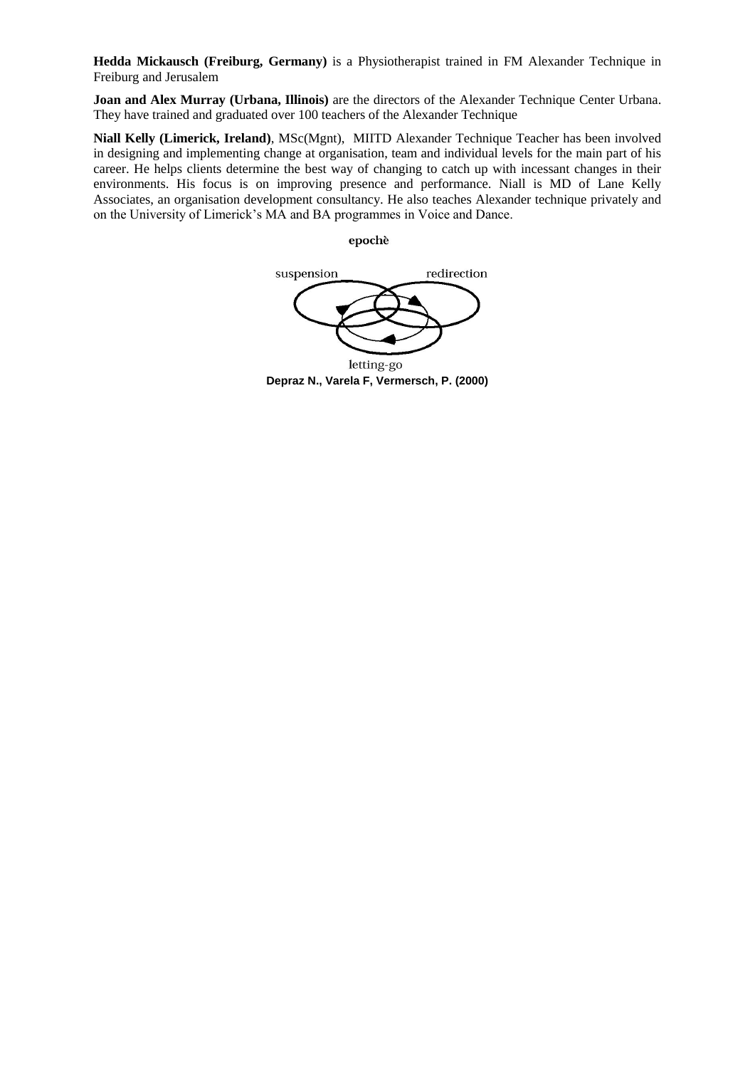**Hedda Mickausch (Freiburg, Germany)** is a Physiotherapist trained in FM Alexander Technique in Freiburg and Jerusalem

**Joan and Alex Murray (Urbana, Illinois)** are the directors of the Alexander Technique Center Urbana. They have trained and graduated over 100 teachers of the Alexander Technique

**Niall Kelly (Limerick, Ireland)**, MSc(Mgnt), MIITD Alexander Technique Teacher has been involved in designing and implementing change at organisation, team and individual levels for the main part of his career. He helps clients determine the best way of changing to catch up with incessant changes in their environments. His focus is on improving presence and performance. Niall is MD of Lane Kelly Associates, an organisation development consultancy. He also teaches Alexander technique privately and on the University of Limerick's MA and BA programmes in Voice and Dance.

epochè

suspension

redirection

letting-go

**Depraz N., Varela F, Vermersch, P. (2000)**